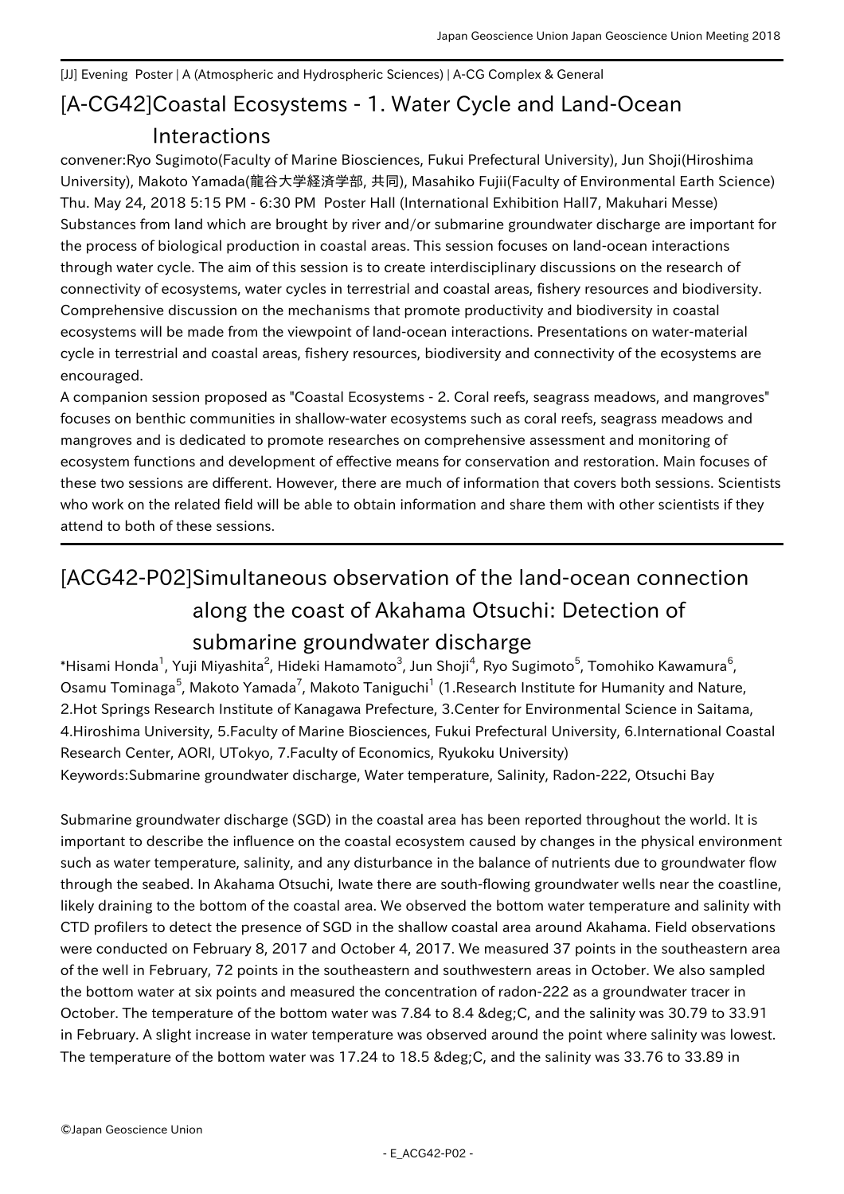[JJ] Evening Poster | A (Atmospheric and Hydrospheric Sciences) | A-CG Complex & General

# [A-CG42]Coastal Ecosystems - 1. Water Cycle and Land-Ocean Interactions

convener:Ryo Sugimoto(Faculty of Marine Biosciences, Fukui Prefectural University), Jun Shoji(Hiroshima University), Makoto Yamada(龍谷大学経済学部, 共同), Masahiko Fujii(Faculty of Environmental Earth Science)
Thu. May 24, 2018 5:15 PM - 6:30 PM Poster Hall (International Exhibition Hall7, Makuhari Messe)

Substances from land which are brought by river and/or submarine groundwater discharge are important for the process of biological production in coastal areas. This session focuses on land-ocean interactions through water cycle. The aim of this session is to create interdisciplinary discussions on the research of connectivity of ecosystems, water cycles in terrestrial and coastal areas, fishery resources and biodiversity. Comprehensive discussion on the mechanisms that promote productivity and biodiversity in coastal ecosystems will be made from the viewpoint of land-ocean interactions. Presentations on water-material cycle in terrestrial and coastal areas, fishery resources, biodiversity and connectivity of the ecosystems are encouraged.

A companion session proposed as "Coastal Ecosystems - 2. Coral reefs, seagrass meadows, and mangroves" focuses on benthic communities in shallow-water ecosystems such as coral reefs, seagrass meadows and mangroves and is dedicated to promote researches on comprehensive assessment and monitoring of ecosystem functions and development of effective means for conservation and restoration. Main focuses of these two sessions are different. However, there are much of information that covers both sessions. Scientists who work on the related field will be able to obtain information and share them with other scientists if they attend to both of these sessions.

## [ACG42-P02]Simultaneous observation of the land-ocean connection along the coast of Akahama Otsuchi: Detection of submarine groundwater discharge

*Hisami Honda[1], Yuji Miyashita[2], Hideki Hamamoto[3], Jun Shoji[4], Ryo Sugimoto[5], Tomohiko Kawamura[6], Osamu Tominaga[5], Makoto Yamada[7], Makoto Taniguchi[1] (1.Research Institute for Humanity and Nature, 2.Hot Springs Research Institute of Kanagawa Prefecture, 3.Center for Environmental Science in Saitama, 4.Hiroshima University, 5.Faculty of Marine Biosciences, Fukui Prefectural University, 6.International Coastal Research Center, AORI, UTokyo, 7.Faculty of Economics, Ryukoku University)

Keywords:Submarine groundwater discharge, Water temperature, Salinity, Radon-222, Otsuchi Bay

Submarine groundwater discharge (SGD) in the coastal area has been reported throughout the world. It is important to describe the influence on the coastal ecosystem caused by changes in the physical environment such as water temperature, salinity, and any disturbance in the balance of nutrients due to groundwater flow through the seabed. In Akahama Otsuchi, Iwate there are south-flowing groundwater wells near the coastline, likely draining to the bottom of the coastal area. We observed the bottom water temperature and salinity with CTD profilers to detect the presence of SGD in the shallow coastal area around Akahama. Field observations were conducted on February 8, 2017 and October 4, 2017. We measured 37 points in the southeastern area of the well in February, 72 points in the southeastern and southwestern areas in October. We also sampled the bottom water at six points and measured the concentration of radon-222 as a groundwater tracer in October. The temperature of the bottom water was 7.84 to 8.4 &deg;C, and the salinity was 30.79 to 33.91 in February. A slight increase in water temperature was observed around the point where salinity was lowest. The temperature of the bottom water was 17.24 to 18.5 &deg;C, and the salinity was 33.76 to 33.89 in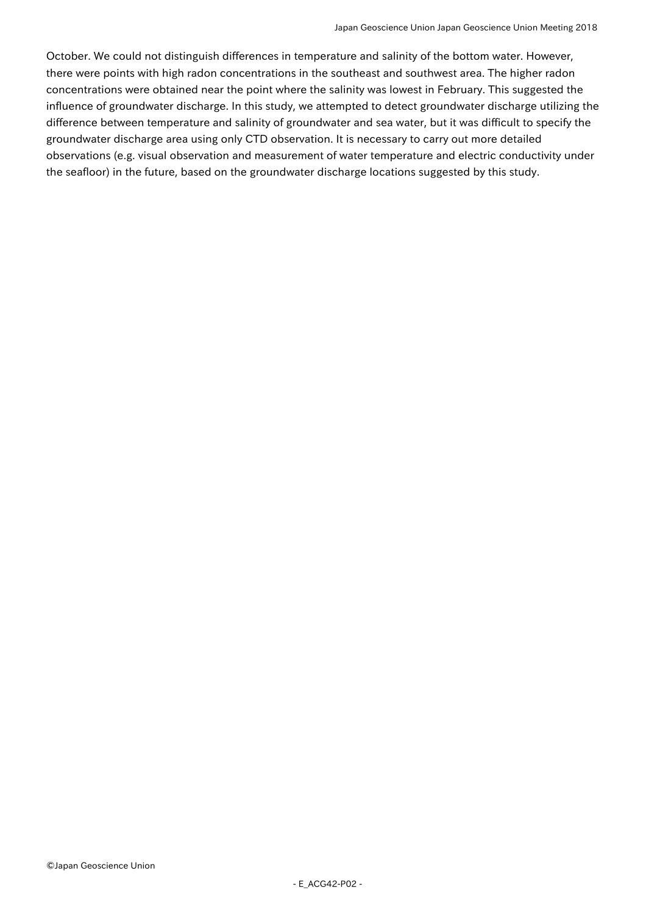October. We could not distinguish differences in temperature and salinity of the bottom water. However, there were points with high radon concentrations in the southeast and southwest area. The higher radon concentrations were obtained near the point where the salinity was lowest in February. This suggested the influence of groundwater discharge. In this study, we attempted to detect groundwater discharge utilizing the difference between temperature and salinity of groundwater and sea water, but it was difficult to specify the groundwater discharge area using only CTD observation. It is necessary to carry out more detailed observations (e.g. visual observation and measurement of water temperature and electric conductivity under the seafloor) in the future, based on the groundwater discharge locations suggested by this study.